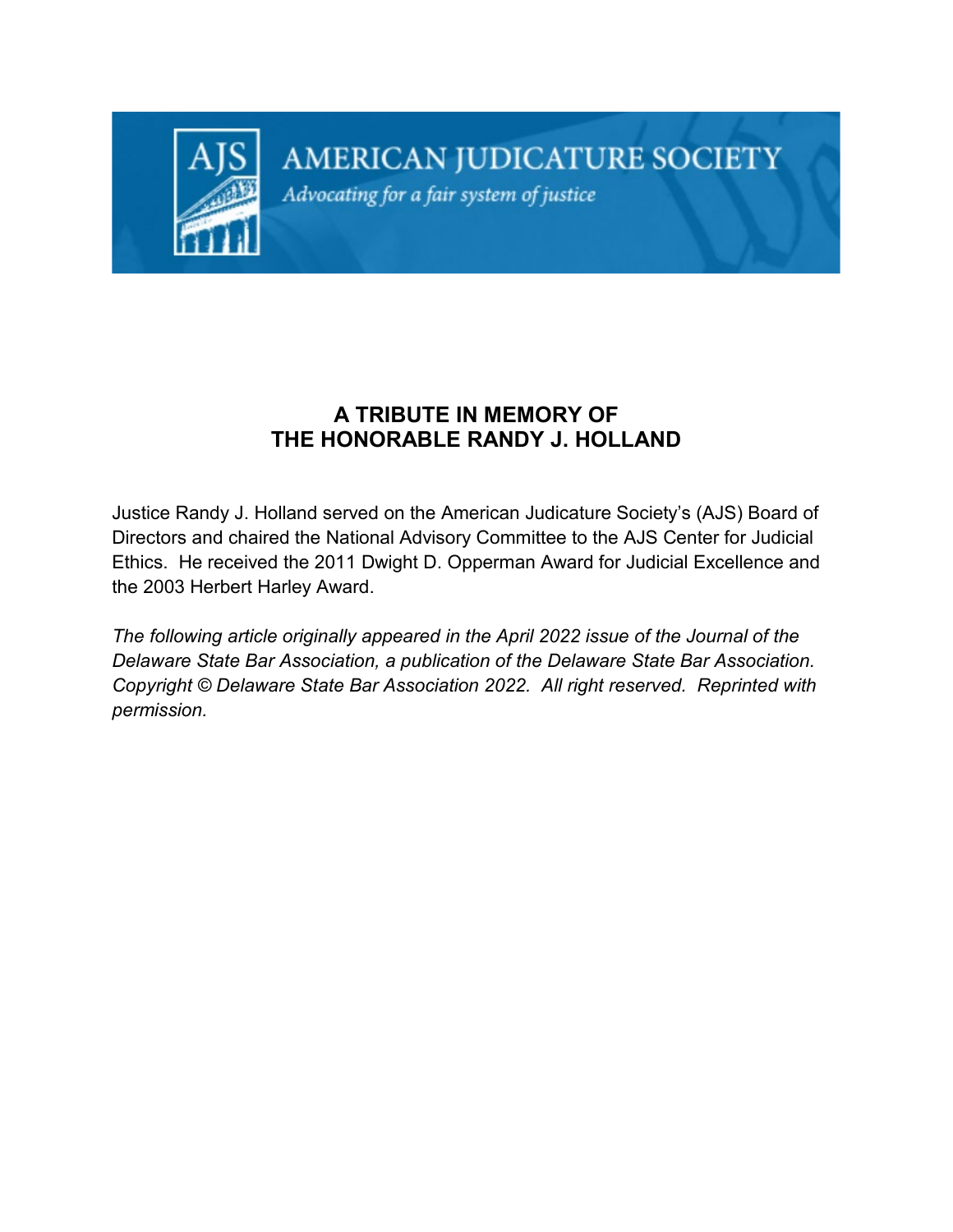AMERICAN JUDICATURE SOCIETY

*Advocating for a fair system of justice*

# A TRIBUTE IN MEMORY OF THE HONORABLE RANDY J. HOLLAND

Justice Randy J. Holland served on the American Judicature Society's (AJS) Board of Directors and chaired the National Advisory Committee to the AJS Center for Judicial Ethics. He received the 2011 Dwight D. Opperman Award for Judicial Excellence and the 2003 Herbert Harley Award.

*The following article originally appeared in the April 2022 issue of the Journal of the Delaware State Bar Association, a publication of the Delaware State Bar Association. Copyright © Delaware State Bar Association 2022. All right reserved. Reprinted with permission.*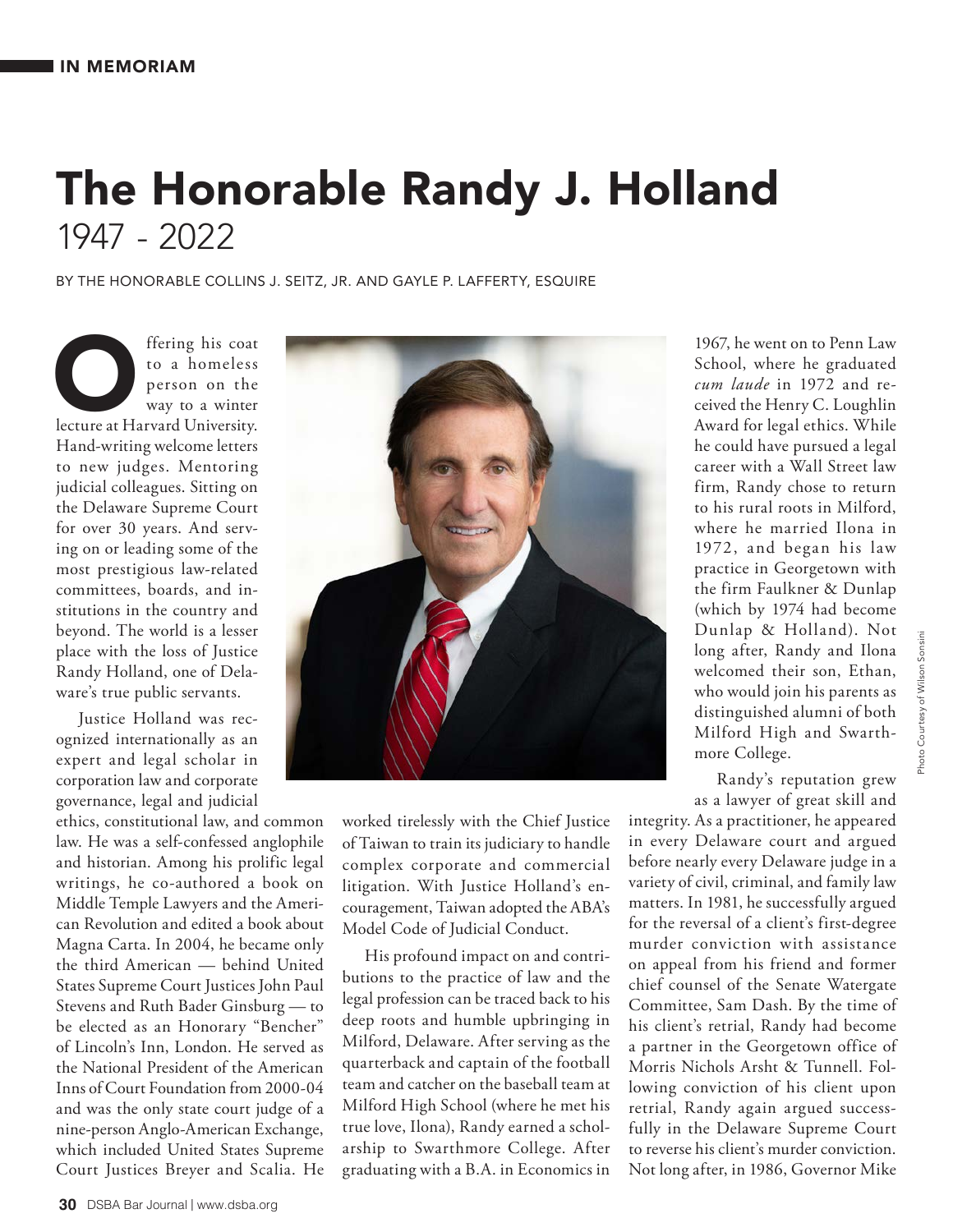## IN MEMORIAM

# The Honorable Randy J. Holland

## 1947 - 2022

BY THE HONORABLE COLLINS J. SEITZ, JR. AND GAYLE P. LAFFERTY, ESQUIRE

Offering his coat to a homeless person on the way to a winter lecture at Harvard University. Hand-writing welcome letters to new judges. Mentoring judicial colleagues. Sitting on the Delaware Supreme Court for over 30 years. And serving on or leading some of the most prestigious law-related committees, boards, and institutions in the country and beyond. The world is a lesser place with the loss of Justice Randy Holland, one of Delaware's true public servants.

Justice Holland was recognized internationally as an expert and legal scholar in corporation law and corporate governance, legal and judicial ethics, constitutional law, and common law. He was a self-confessed anglophile and historian. Among his prolific legal writings, he co-authored a book on Middle Temple Lawyers and the American Revolution and edited a book about Magna Carta. In 2004, he became only the third American — behind United States Supreme Court Justices John Paul Stevens and Ruth Bader Ginsburg — to be elected as an Honorary "Bencher" of Lincoln's Inn, London. He served as the National President of the American Inns of Court Foundation from 2000-04 and was the only state court judge of a nine-person Anglo-American Exchange, which included United States Supreme Court Justices Breyer and Scalia. He worked tirelessly with the Chief Justice of Taiwan to train its judiciary to handle complex corporate and commercial litigation. With Justice Holland's encouragement, Taiwan adopted the ABA's Model Code of Judicial Conduct.

His profound impact on and contributions to the practice of law and the legal profession can be traced back to his deep roots and humble upbringing in Milford, Delaware. After serving as the quarterback and captain of the football team and catcher on the baseball team at Milford High School (where he met his true love, Ilona), Randy earned a scholarship to Swarthmore College. After graduating with a B.A. in Economics in 1967, he went on to Penn Law School, where he graduated *cum laude* in 1972 and received the Henry C. Loughlin Award for legal ethics. While he could have pursued a legal career with a Wall Street law firm, Randy chose to return to his rural roots in Milford, where he married Ilona in 1972, and began his law practice in Georgetown with the firm Faulkner & Dunlap (which by 1974 had become Dunlap & Holland). Not long after, Randy and Ilona welcomed their son, Ethan, who would join his parents as distinguished alumni of both Milford High and Swarthmore College.

Photo Courtesy of Wilson Sonsini

Randy's reputation grew as a lawyer of great skill and integrity. As a practitioner, he appeared in every Delaware court and argued before nearly every Delaware judge in a variety of civil, criminal, and family law matters. In 1981, he successfully argued for the reversal of a client's first-degree murder conviction with assistance on appeal from his friend and former chief counsel of the Senate Watergate Committee, Sam Dash. By the time of his client's retrial, Randy had become a partner in the Georgetown office of Morris Nichols Arsht & Tunnell. Following conviction of his client upon retrial, Randy again argued successfully in the Delaware Supreme Court to reverse his client's murder conviction. Not long after, in 1986, Governor Mike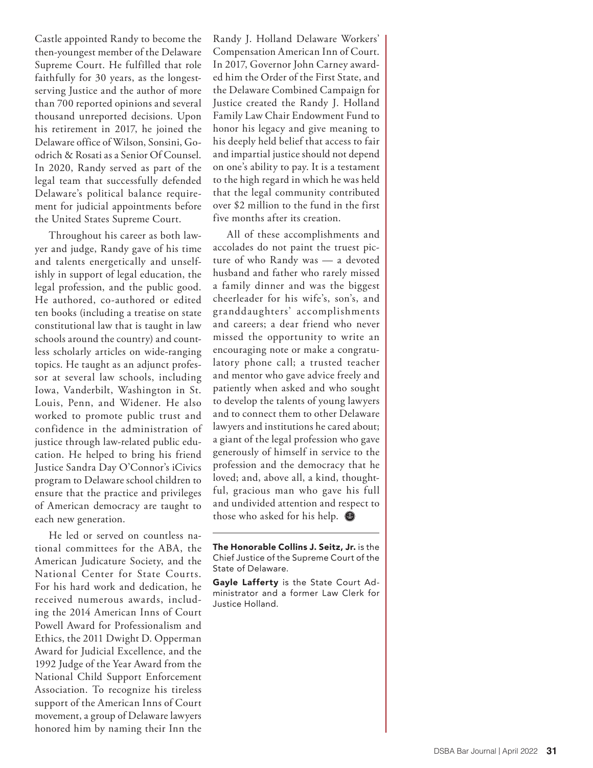Castle appointed Randy to become the then-youngest member of the Delaware Supreme Court. He fulfilled that role faithfully for 30 years, as the longest-serving Justice and the author of more than 700 reported opinions and several thousand unreported decisions. Upon his retirement in 2017, he joined the Delaware office of Wilson, Sonsini, Goodrich & Rosati as a Senior Of Counsel. In 2020, Randy served as part of the legal team that successfully defended Delaware's political balance requirement for judicial appointments before the United States Supreme Court.

Throughout his career as both lawyer and judge, Randy gave of his time and talents energetically and unselfishly in support of legal education, the legal profession, and the public good. He authored, co-authored or edited ten books (including a treatise on state constitutional law that is taught in law schools around the country) and countless scholarly articles on wide-ranging topics. He taught as an adjunct professor at several law schools, including Iowa, Vanderbilt, Washington in St. Louis, Penn, and Widener. He also worked to promote public trust and confidence in the administration of justice through law-related public education. He helped to bring his friend Justice Sandra Day O'Connor's iCivics program to Delaware school children to ensure that the practice and privileges of American democracy are taught to each new generation.

He led or served on countless national committees for the ABA, the American Judicature Society, and the National Center for State Courts. For his hard work and dedication, he received numerous awards, including the 2014 American Inns of Court Powell Award for Professionalism and Ethics, the 2011 Dwight D. Opperman Award for Judicial Excellence, and the 1992 Judge of the Year Award from the National Child Support Enforcement Association. To recognize his tireless support of the American Inns of Court movement, a group of Delaware lawyers honored him by naming their Inn the Randy J. Holland Delaware Workers' Compensation American Inn of Court. In 2017, Governor John Carney awarded him the Order of the First State, and the Delaware Combined Campaign for Justice created the Randy J. Holland Family Law Chair Endowment Fund to honor his legacy and give meaning to his deeply held belief that access to fair and impartial justice should not depend on one's ability to pay. It is a testament to the high regard in which he was held that the legal community contributed over $2 million to the fund in the first five months after its creation.

All of these accomplishments and accolades do not paint the truest picture of who Randy was — a devoted husband and father who rarely missed a family dinner and was the biggest cheerleader for his wife's, son's, and granddaughters' accomplishments and careers; a dear friend who never missed the opportunity to write an encouraging note or make a congratulatory phone call; a trusted teacher and mentor who gave advice freely and patiently when asked and who sought to develop the talents of young lawyers and to connect them to other Delaware lawyers and institutions he cared about; a giant of the legal profession who gave generously of himself in service to the profession and the democracy that he loved; and, above all, a kind, thoughtful, gracious man who gave his full and undivided attention and respect to those who asked for his help.

---

**The Honorable Collins J. Seitz, Jr.** is the Chief Justice of the Supreme Court of the State of Delaware.

**Gayle Lafferty** is the State Court Administrator and a former Law Clerk for Justice Holland.